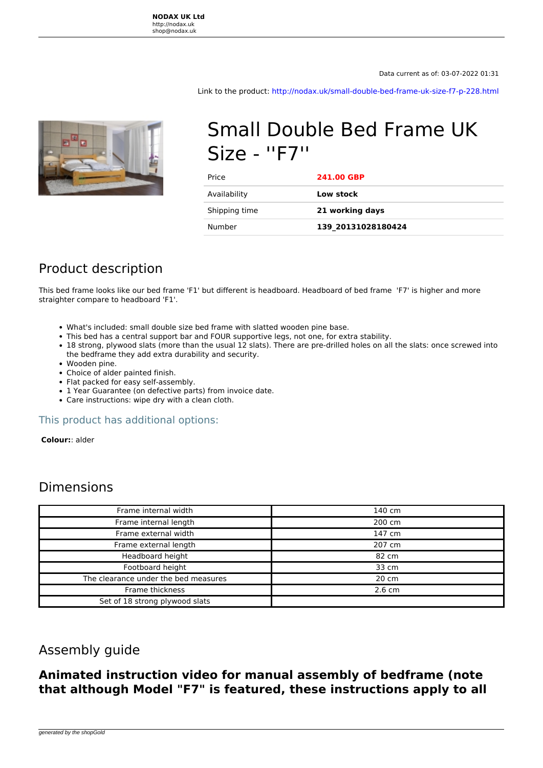**NODAX UK Ltd**
http://nodax.uk
shop@nodax.uk

Data current as of: 03-07-2022 01:31

Link to the product: http://nodax.uk/small-double-bed-frame-uk-size-f7-p-228.html

# Small Double Bed Frame UK Size - ''F7''

| Price | **241.00 GBP** |
|---|---|
| Availability | **Low stock** |
| Shipping time | **21 working days** |
| Number | **139_20131028180424** |

## Product description

This bed frame looks like our bed frame 'F1' but different is headboard. Headboard of bed frame 'F7' is higher and more straighter compare to headboard 'F1'.

- What's included: small double size bed frame with slatted wooden pine base.
- This bed has a central support bar and FOUR supportive legs, not one, for extra stability.
- 18 strong, plywood slats (more than the usual 12 slats). There are pre-drilled holes on all the slats: once screwed into the bedframe they add extra durability and security.
- Wooden pine.
- Choice of alder painted finish.
- Flat packed for easy self-assembly.
- 1 Year Guarantee (on defective parts) from invoice date.
- Care instructions: wipe dry with a clean cloth.

### This product has additional options:

**Colour:**: alder

## Dimensions

| Frame internal width | 140 cm |
|---|---|
| Frame internal length | 200 cm |
| Frame external width | 147 cm |
| Frame external length | 207 cm |
| Headboard height | 82 cm |
| Footboard height | 33 cm |
| The clearance under the bed measures | 20 cm |
| Frame thickness | 2.6 cm |
| Set of 18 strong plywood slats | |

## Assembly guide

**Animated instruction video for manual assembly of bedframe (note that although Model "F7" is featured, these instructions apply to all**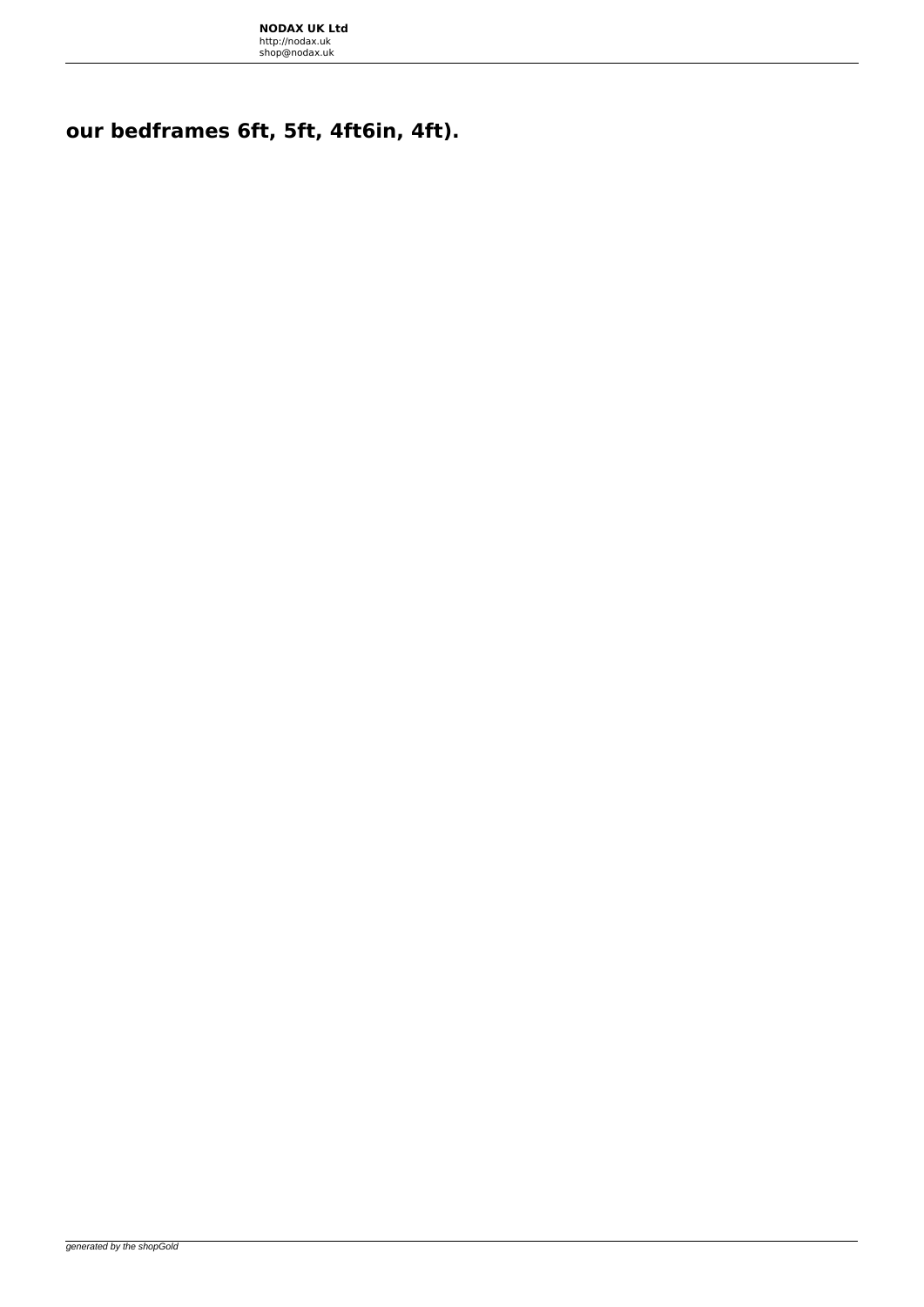**our bedframes 6ft, 5ft, 4ft6in, 4ft).**